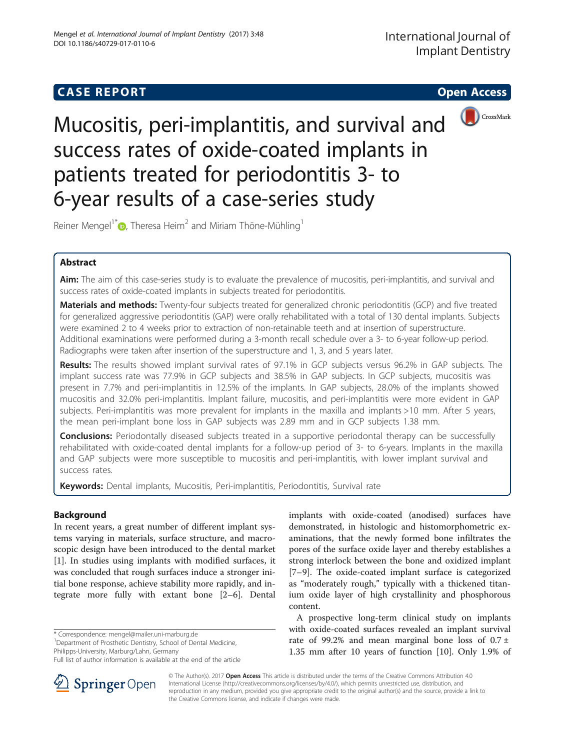**CASE REPORT** **Open Access**

# Mucositis, peri-implantitis, and survival and success rates of oxide-coated implants in patients treated for periodontitis 3- to 6-year results of a case-series study

Reiner Mengel[1*], Theresa Heim[2] and Miriam Thöne-Mühling[1]

## Abstract

**Aim:** The aim of this case-series study is to evaluate the prevalence of mucositis, peri-implantitis, and survival and success rates of oxide-coated implants in subjects treated for periodontitis.

**Materials and methods:** Twenty-four subjects treated for generalized chronic periodontitis (GCP) and five treated for generalized aggressive periodontitis (GAP) were orally rehabilitated with a total of 130 dental implants. Subjects were examined 2 to 4 weeks prior to extraction of non-retainable teeth and at insertion of superstructure. Additional examinations were performed during a 3-month recall schedule over a 3- to 6-year follow-up period. Radiographs were taken after insertion of the superstructure and 1, 3, and 5 years later.

**Results:** The results showed implant survival rates of 97.1% in GCP subjects versus 96.2% in GAP subjects. The implant success rate was 77.9% in GCP subjects and 38.5% in GAP subjects. In GCP subjects, mucositis was present in 7.7% and peri-implantitis in 12.5% of the implants. In GAP subjects, 28.0% of the implants showed mucositis and 32.0% peri-implantitis. Implant failure, mucositis, and peri-implantitis were more evident in GAP subjects. Peri-implantitis was more prevalent for implants in the maxilla and implants >10 mm. After 5 years, the mean peri-implant bone loss in GAP subjects was 2.89 mm and in GCP subjects 1.38 mm.

**Conclusions:** Periodontally diseased subjects treated in a supportive periodontal therapy can be successfully rehabilitated with oxide-coated dental implants for a follow-up period of 3- to 6-years. Implants in the maxilla and GAP subjects were more susceptible to mucositis and peri-implantitis, with lower implant survival and success rates.

**Keywords:** Dental implants, Mucositis, Peri-implantitis, Periodontitis, Survival rate

## Background

In recent years, a great number of different implant systems varying in materials, surface structure, and macroscopic design have been introduced to the dental market [1]. In studies using implants with modified surfaces, it was concluded that rough surfaces induce a stronger initial bone response, achieve stability more rapidly, and integrate more fully with extant bone [2–6]. Dental implants with oxide-coated (anodised) surfaces have demonstrated, in histologic and histomorphometric examinations, that the newly formed bone infiltrates the pores of the surface oxide layer and thereby establishes a strong interlock between the bone and oxidized implant [7–9]. The oxide-coated implant surface is categorized as "moderately rough," typically with a thickened titanium oxide layer of high crystallinity and phosphorous content.

A prospective long-term clinical study on implants with oxide-coated surfaces revealed an implant survival rate of 99.2% and mean marginal bone loss of 0.7 ± 1.35 mm after 10 years of function [10]. Only 1.9% of

\* Correspondence: mengel@mailer.uni-marburg.de
[1]Department of Prosthetic Dentistry, School of Dental Medicine, Philipps-University, Marburg/Lahn, Germany
Full list of author information is available at the end of the article

© The Author(s). 2017 **Open Access** This article is distributed under the terms of the Creative Commons Attribution 4.0 International License (http://creativecommons.org/licenses/by/4.0/), which permits unrestricted use, distribution, and reproduction in any medium, provided you give appropriate credit to the original author(s) and the source, provide a link to the Creative Commons license, and indicate if changes were made.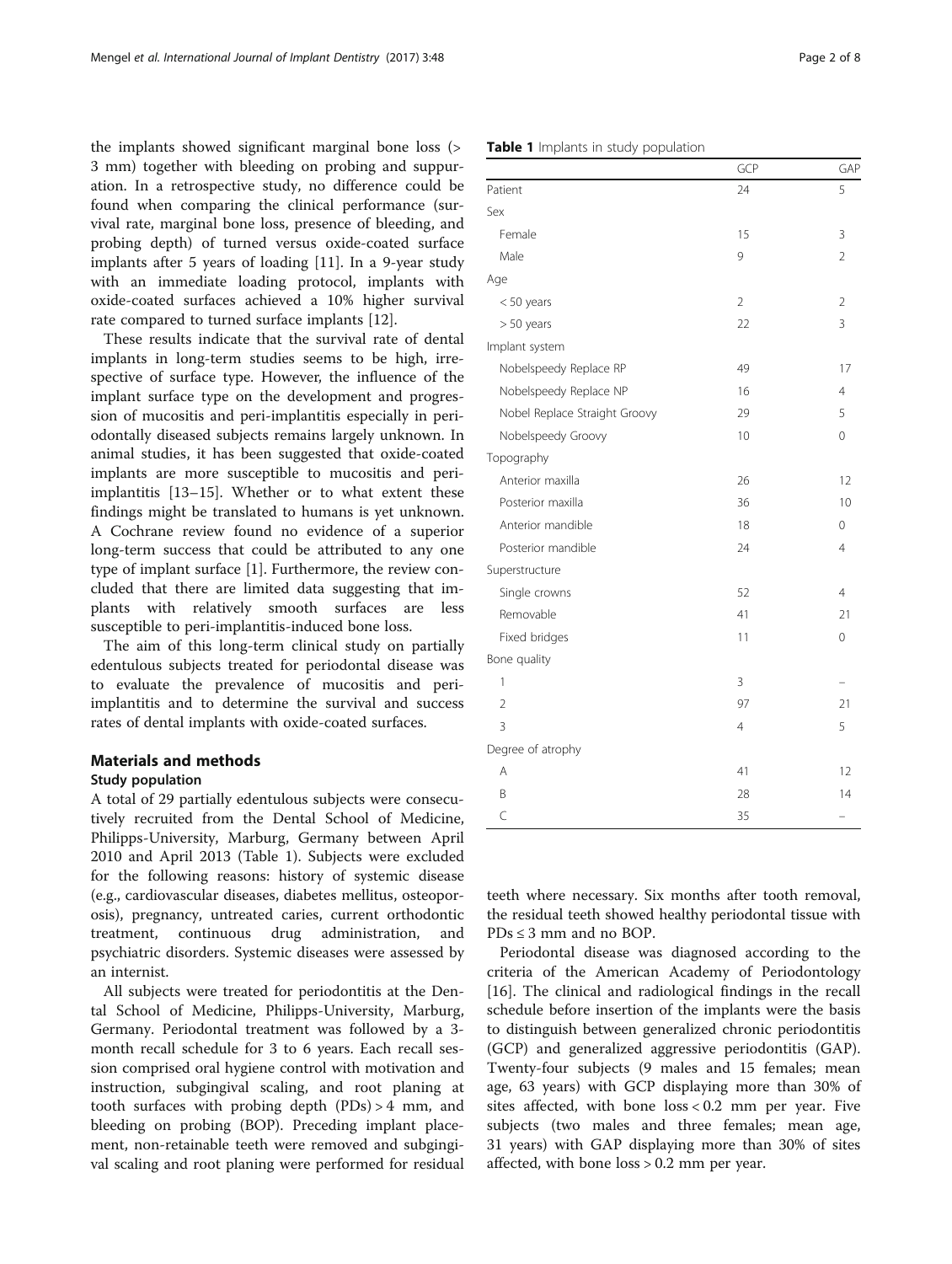the implants showed significant marginal bone loss (> 3 mm) together with bleeding on probing and suppuration. In a retrospective study, no difference could be found when comparing the clinical performance (survival rate, marginal bone loss, presence of bleeding, and probing depth) of turned versus oxide-coated surface implants after 5 years of loading [11]. In a 9-year study with an immediate loading protocol, implants with oxide-coated surfaces achieved a 10% higher survival rate compared to turned surface implants [12].

These results indicate that the survival rate of dental implants in long-term studies seems to be high, irrespective of surface type. However, the influence of the implant surface type on the development and progression of mucositis and peri-implantitis especially in periodontally diseased subjects remains largely unknown. In animal studies, it has been suggested that oxide-coated implants are more susceptible to mucositis and peri-implantitis [13–15]. Whether or to what extent these findings might be translated to humans is yet unknown. A Cochrane review found no evidence of a superior long-term success that could be attributed to any one type of implant surface [1]. Furthermore, the review concluded that there are limited data suggesting that implants with relatively smooth surfaces are less susceptible to peri-implantitis-induced bone loss.

The aim of this long-term clinical study on partially edentulous subjects treated for periodontal disease was to evaluate the prevalence of mucositis and peri-implantitis and to determine the survival and success rates of dental implants with oxide-coated surfaces.

## Materials and methods

### Study population

A total of 29 partially edentulous subjects were consecutively recruited from the Dental School of Medicine, Philipps-University, Marburg, Germany between April 2010 and April 2013 (Table 1). Subjects were excluded for the following reasons: history of systemic disease (e.g., cardiovascular diseases, diabetes mellitus, osteoporosis), pregnancy, untreated caries, current orthodontic treatment, continuous drug administration, and psychiatric disorders. Systemic diseases were assessed by an internist.

All subjects were treated for periodontitis at the Dental School of Medicine, Philipps-University, Marburg, Germany. Periodontal treatment was followed by a 3-month recall schedule for 3 to 6 years. Each recall session comprised oral hygiene control with motivation and instruction, subgingival scaling, and root planing at tooth surfaces with probing depth (PDs) > 4 mm, and bleeding on probing (BOP). Preceding implant placement, non-retainable teeth were removed and subgingival scaling and root planing were performed for residual teeth where necessary. Six months after tooth removal, the residual teeth showed healthy periodontal tissue with PDs ≤ 3 mm and no BOP.

Periodontal disease was diagnosed according to the criteria of the American Academy of Periodontology [16]. The clinical and radiological findings in the recall schedule before insertion of the implants were the basis to distinguish between generalized chronic periodontitis (GCP) and generalized aggressive periodontitis (GAP). Twenty-four subjects (9 males and 15 females; mean age, 63 years) with GCP displaying more than 30% of sites affected, with bone loss < 0.2 mm per year. Five subjects (two males and three females; mean age, 31 years) with GAP displaying more than 30% of sites affected, with bone loss > 0.2 mm per year.

**Table 1** Implants in study population

| | GCP | GAP |
|---|---|---|
| Patient | 24 | 5 |
| Sex | | |
| Female | 15 | 3 |
| Male | 9 | 2 |
| Age | | |
| < 50 years | 2 | 2 |
| > 50 years | 22 | 3 |
| Implant system | | |
| Nobelspeedy Replace RP | 49 | 17 |
| Nobelspeedy Replace NP | 16 | 4 |
| Nobel Replace Straight Groovy | 29 | 5 |
| Nobelspeedy Groovy | 10 | 0 |
| Topography | | |
| Anterior maxilla | 26 | 12 |
| Posterior maxilla | 36 | 10 |
| Anterior mandible | 18 | 0 |
| Posterior mandible | 24 | 4 |
| Superstructure | | |
| Single crowns | 52 | 4 |
| Removable | 41 | 21 |
| Fixed bridges | 11 | 0 |
| Bone quality | | |
| 1 | 3 | – |
| 2 | 97 | 21 |
| 3 | 4 | 5 |
| Degree of atrophy | | |
| A | 41 | 12 |
| B | 28 | 14 |
| C | 35 | – |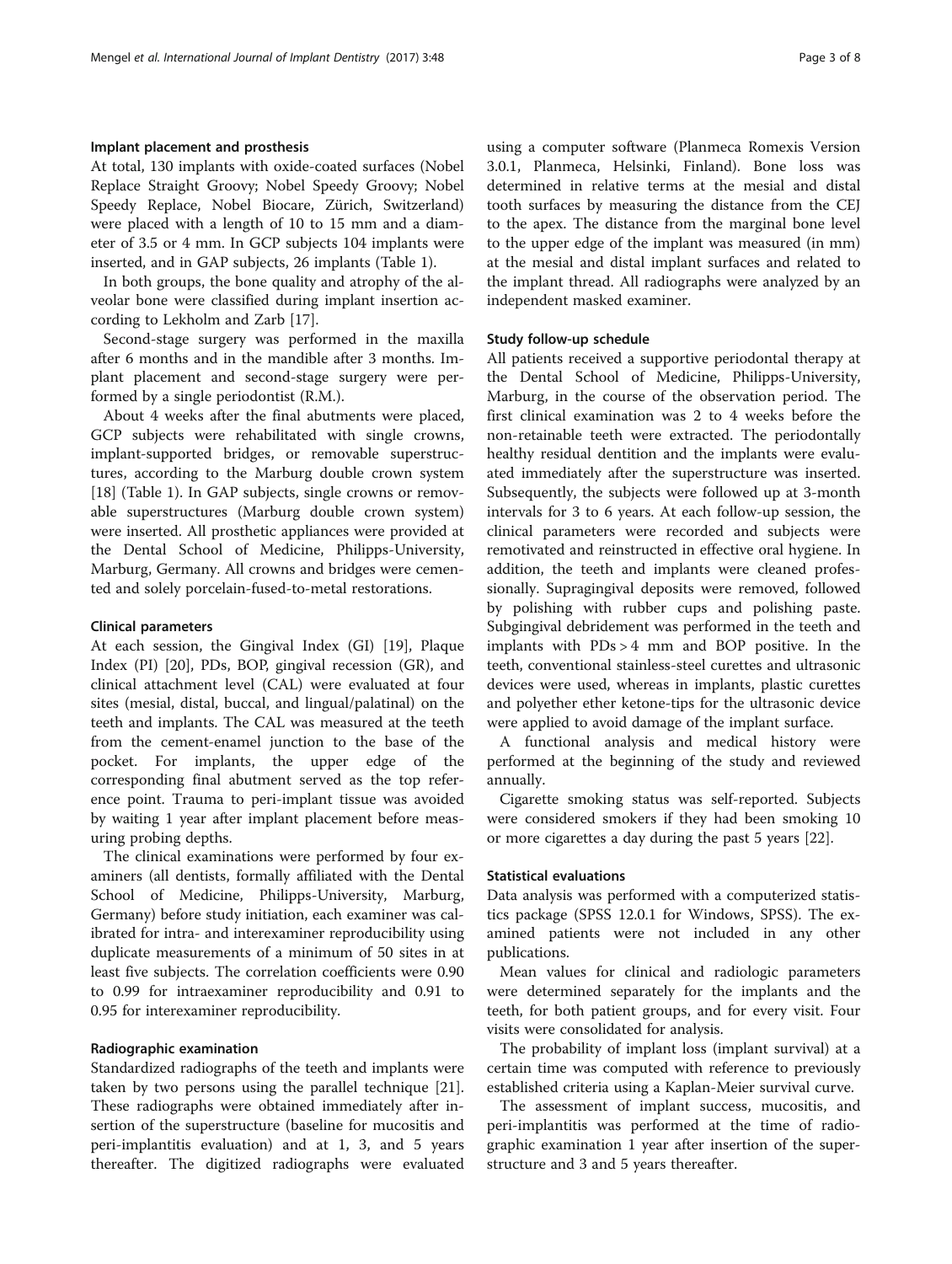### Implant placement and prosthesis

At total, 130 implants with oxide-coated surfaces (Nobel Replace Straight Groovy; Nobel Speedy Groovy; Nobel Speedy Replace, Nobel Biocare, Zürich, Switzerland) were placed with a length of 10 to 15 mm and a diameter of 3.5 or 4 mm. In GCP subjects 104 implants were inserted, and in GAP subjects, 26 implants (Table 1).

In both groups, the bone quality and atrophy of the alveolar bone were classified during implant insertion according to Lekholm and Zarb [17].

Second-stage surgery was performed in the maxilla after 6 months and in the mandible after 3 months. Implant placement and second-stage surgery were performed by a single periodontist (R.M.).

About 4 weeks after the final abutments were placed, GCP subjects were rehabilitated with single crowns, implant-supported bridges, or removable superstructures, according to the Marburg double crown system [18] (Table 1). In GAP subjects, single crowns or removable superstructures (Marburg double crown system) were inserted. All prosthetic appliances were provided at the Dental School of Medicine, Philipps-University, Marburg, Germany. All crowns and bridges were cemented and solely porcelain-fused-to-metal restorations.

### Clinical parameters

At each session, the Gingival Index (GI) [19], Plaque Index (PI) [20], PDs, BOP, gingival recession (GR), and clinical attachment level (CAL) were evaluated at four sites (mesial, distal, buccal, and lingual/palatinal) on the teeth and implants. The CAL was measured at the teeth from the cement-enamel junction to the base of the pocket. For implants, the upper edge of the corresponding final abutment served as the top reference point. Trauma to peri-implant tissue was avoided by waiting 1 year after implant placement before measuring probing depths.

The clinical examinations were performed by four examiners (all dentists, formally affiliated with the Dental School of Medicine, Philipps-University, Marburg, Germany) before study initiation, each examiner was calibrated for intra- and interexaminer reproducibility using duplicate measurements of a minimum of 50 sites in at least five subjects. The correlation coefficients were 0.90 to 0.99 for intraexaminer reproducibility and 0.91 to 0.95 for interexaminer reproducibility.

### Radiographic examination

Standardized radiographs of the teeth and implants were taken by two persons using the parallel technique [21]. These radiographs were obtained immediately after insertion of the superstructure (baseline for mucositis and peri-implantitis evaluation) and at 1, 3, and 5 years thereafter. The digitized radiographs were evaluated using a computer software (Planmeca Romexis Version 3.0.1, Planmeca, Helsinki, Finland). Bone loss was determined in relative terms at the mesial and distal tooth surfaces by measuring the distance from the CEJ to the apex. The distance from the marginal bone level to the upper edge of the implant was measured (in mm) at the mesial and distal implant surfaces and related to the implant thread. All radiographs were analyzed by an independent masked examiner.

### Study follow-up schedule

All patients received a supportive periodontal therapy at the Dental School of Medicine, Philipps-University, Marburg, in the course of the observation period. The first clinical examination was 2 to 4 weeks before the non-retainable teeth were extracted. The periodontally healthy residual dentition and the implants were evaluated immediately after the superstructure was inserted. Subsequently, the subjects were followed up at 3-month intervals for 3 to 6 years. At each follow-up session, the clinical parameters were recorded and subjects were remotivated and reinstructed in effective oral hygiene. In addition, the teeth and implants were cleaned professionally. Supragingival deposits were removed, followed by polishing with rubber cups and polishing paste. Subgingival debridement was performed in the teeth and implants with PDs > 4 mm and BOP positive. In the teeth, conventional stainless-steel curettes and ultrasonic devices were used, whereas in implants, plastic curettes and polyether ether ketone-tips for the ultrasonic device were applied to avoid damage of the implant surface.

A functional analysis and medical history were performed at the beginning of the study and reviewed annually.

Cigarette smoking status was self-reported. Subjects were considered smokers if they had been smoking 10 or more cigarettes a day during the past 5 years [22].

### Statistical evaluations

Data analysis was performed with a computerized statistics package (SPSS 12.0.1 for Windows, SPSS). The examined patients were not included in any other publications.

Mean values for clinical and radiologic parameters were determined separately for the implants and the teeth, for both patient groups, and for every visit. Four visits were consolidated for analysis.

The probability of implant loss (implant survival) at a certain time was computed with reference to previously established criteria using a Kaplan-Meier survival curve.

The assessment of implant success, mucositis, and peri-implantitis was performed at the time of radiographic examination 1 year after insertion of the superstructure and 3 and 5 years thereafter.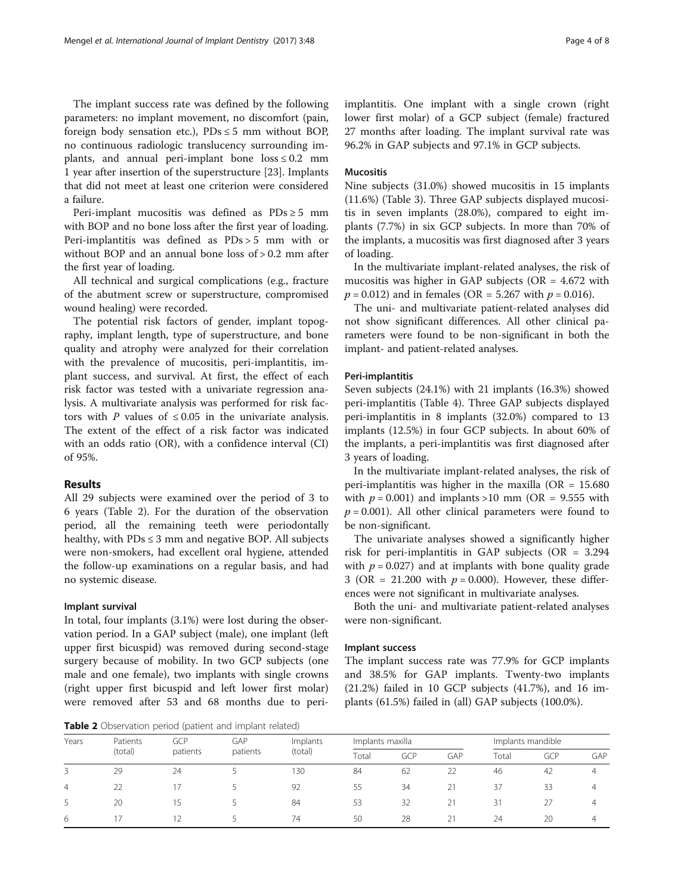The implant success rate was defined by the following parameters: no implant movement, no discomfort (pain, foreign body sensation etc.), PDs ≤ 5 mm without BOP, no continuous radiologic translucency surrounding implants, and annual peri-implant bone loss ≤ 0.2 mm 1 year after insertion of the superstructure [23]. Implants that did not meet at least one criterion were considered a failure.

Peri-implant mucositis was defined as PDs ≥ 5 mm with BOP and no bone loss after the first year of loading. Peri-implantitis was defined as PDs > 5 mm with or without BOP and an annual bone loss of > 0.2 mm after the first year of loading.

All technical and surgical complications (e.g., fracture of the abutment screw or superstructure, compromised wound healing) were recorded.

The potential risk factors of gender, implant topography, implant length, type of superstructure, and bone quality and atrophy were analyzed for their correlation with the prevalence of mucositis, peri-implantitis, implant success, and survival. At first, the effect of each risk factor was tested with a univariate regression analysis. A multivariate analysis was performed for risk factors with $P$ values of ≤ 0.05 in the univariate analysis. The extent of the effect of a risk factor was indicated with an odds ratio (OR), with a confidence interval (CI) of 95%.

## Results

All 29 subjects were examined over the period of 3 to 6 years (Table 2). For the duration of the observation period, all the remaining teeth were periodontally healthy, with PDs ≤ 3 mm and negative BOP. All subjects were non-smokers, had excellent oral hygiene, attended the follow-up examinations on a regular basis, and had no systemic disease.

### Implant survival

In total, four implants (3.1%) were lost during the observation period. In a GAP subject (male), one implant (left upper first bicuspid) was removed during second-stage surgery because of mobility. In two GCP subjects (one male and one female), two implants with single crowns (right upper first bicuspid and left lower first molar) were removed after 53 and 68 months due to peri-implantitis. One implant with a single crown (right lower first molar) of a GCP subject (female) fractured 27 months after loading. The implant survival rate was 96.2% in GAP subjects and 97.1% in GCP subjects.

### Mucositis

Nine subjects (31.0%) showed mucositis in 15 implants (11.6%) (Table 3). Three GAP subjects displayed mucositis in seven implants (28.0%), compared to eight implants (7.7%) in six GCP subjects. In more than 70% of the implants, a mucositis was first diagnosed after 3 years of loading.

In the multivariate implant-related analyses, the risk of mucositis was higher in GAP subjects (OR = 4.672 with $p = 0.012$) and in females (OR = 5.267 with $p = 0.016$).

The uni- and multivariate patient-related analyses did not show significant differences. All other clinical parameters were found to be non-significant in both the implant- and patient-related analyses.

### Peri-implantitis

Seven subjects (24.1%) with 21 implants (16.3%) showed peri-implantitis (Table 4). Three GAP subjects displayed peri-implantitis in 8 implants (32.0%) compared to 13 implants (12.5%) in four GCP subjects. In about 60% of the implants, a peri-implantitis was first diagnosed after 3 years of loading.

In the multivariate implant-related analyses, the risk of peri-implantitis was higher in the maxilla (OR = 15.680 with $p = 0.001$) and implants >10 mm (OR = 9.555 with $p = 0.001$). All other clinical parameters were found to be non-significant.

The univariate analyses showed a significantly higher risk for peri-implantitis in GAP subjects (OR = 3.294 with $p = 0.027$) and at implants with bone quality grade 3 (OR = 21.200 with $p = 0.000$). However, these differences were not significant in multivariate analyses.

Both the uni- and multivariate patient-related analyses were non-significant.

### Implant success

The implant success rate was 77.9% for GCP implants and 38.5% for GAP implants. Twenty-two implants (21.2%) failed in 10 GCP subjects (41.7%), and 16 implants (61.5%) failed in (all) GAP subjects (100.0%).

**Table 2** Observation period (patient and implant related)

| Years | Patients (total) | GCP patients | GAP patients | Implants (total) | Implants maxilla | | | Implants mandible | | |
|---|---|---|---|---|---|---|---|---|---|---|
| | | | | | Total | GCP | GAP | Total | GCP | GAP |
| 3 | 29 | 24 | 5 | 130 | 84 | 62 | 22 | 46 | 42 | 4 |
| 4 | 22 | 17 | 5 | 92 | 55 | 34 | 21 | 37 | 33 | 4 |
| 5 | 20 | 15 | 5 | 84 | 53 | 32 | 21 | 31 | 27 | 4 |
| 6 | 17 | 12 | 5 | 74 | 50 | 28 | 21 | 24 | 20 | 4 |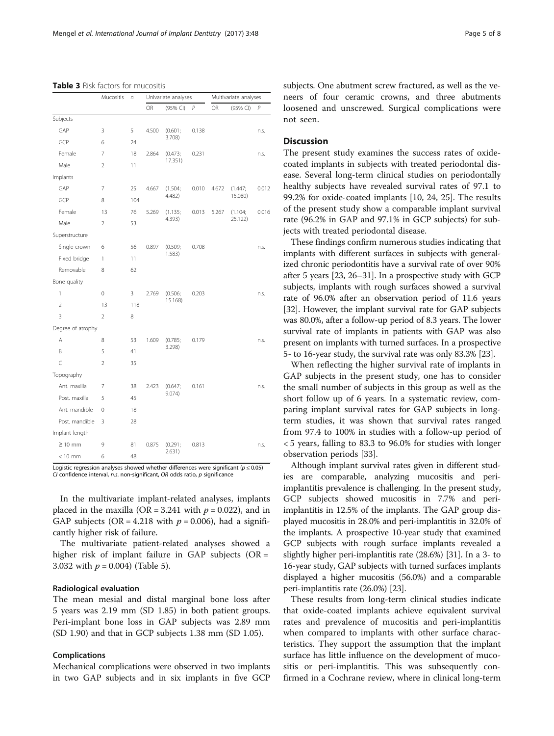**Table 3** Risk factors for mucositis

| | Mucositis | n | Univariate analyses | | | Multivariate analyses | | |
|---|---|---|---|---|---|---|---|---|
| | | | OR | (95% CI) | P | OR | (95% CI) | P |
| Subjects | | | | | | | | |
| GAP | 3 | 5 | 4.500 | (0.601; 3.708) | 0.138 | | | n.s. |
| GCP | 6 | 24 | | | | | | |
| Female | 7 | 18 | 2.864 | (0.473; 17.351) | 0.231 | | | n.s. |
| Male | 2 | 11 | | | | | | |
| Implants | | | | | | | | |
| GAP | 7 | 25 | 4.667 | (1.504; 4.482) | 0.010 | 4.672 | (1.447; 15.080) | 0.012 |
| GCP | 8 | 104 | | | | | | |
| Female | 13 | 76 | 5.269 | (1.135; 4.393) | 0.013 | 5.267 | (1.104; 25.122) | 0.016 |
| Male | 2 | 53 | | | | | | |
| Superstructure | | | | | | | | |
| Single crown | 6 | 56 | 0.897 | (0.509; 1.583) | 0.708 | | | n.s. |
| Fixed bridge | 1 | 11 | | | | | | |
| Removable | 8 | 62 | | | | | | |
| Bone quality | | | | | | | | |
| 1 | 0 | 3 | 2.769 | (0.506; 15.168) | 0.203 | | | n.s. |
| 2 | 13 | 118 | | | | | | |
| 3 | 2 | 8 | | | | | | |
| Degree of atrophy | | | | | | | | |
| A | 8 | 53 | 1.609 | (0.785; 3.298) | 0.179 | | | n.s. |
| B | 5 | 41 | | | | | | |
| C | 2 | 35 | | | | | | |
| Topography | | | | | | | | |
| Ant. maxilla | 7 | 38 | 2.423 | (0.647; 9.074) | 0.161 | | | n.s. |
| Post. maxilla | 5 | 45 | | | | | | |
| Ant. mandible | 0 | 18 | | | | | | |
| Post. mandible | 3 | 28 | | | | | | |
| Implant length | | | | | | | | |
| ≥ 10 mm | 9 | 81 | 0.875 | (0.291; 2.631) | 0.813 | | | n.s. |
| < 10 mm | 6 | 48 | | | | | | |

Logistic regression analyses showed whether differences were significant ($p \leq 0.05$)
*CI* confidence interval, *n.s.* non-significant, *OR* odds ratio, *p* significance

In the multivariate implant-related analyses, implants placed in the maxilla (OR = 3.241 with $p = 0.022$), and in GAP subjects (OR = 4.218 with $p = 0.006$), had a significantly higher risk of failure.

The multivariate patient-related analyses showed a higher risk of implant failure in GAP subjects (OR = 3.032 with $p = 0.004$) (Table 5).

### Radiological evaluation

The mean mesial and distal marginal bone loss after 5 years was 2.19 mm (SD 1.85) in both patient groups. Peri-implant bone loss in GAP subjects was 2.89 mm (SD 1.90) and that in GCP subjects 1.38 mm (SD 1.05).

### Complications

Mechanical complications were observed in two implants in two GAP subjects and in six implants in five GCP subjects. One abutment screw fractured, as well as the veneers of four ceramic crowns, and three abutments loosened and unscrewed. Surgical complications were not seen.

## Discussion

The present study examines the success rates of oxide-coated implants in subjects with treated periodontal disease. Several long-term clinical studies on periodontally healthy subjects have revealed survival rates of 97.1 to 99.2% for oxide-coated implants [10, 24, 25]. The results of the present study show a comparable implant survival rate (96.2% in GAP and 97.1% in GCP subjects) for subjects with treated periodontal disease.

These findings confirm numerous studies indicating that implants with different surfaces in subjects with generalized chronic periodontitis have a survival rate of over 90% after 5 years [23, 26–31]. In a prospective study with GCP subjects, implants with rough surfaces showed a survival rate of 96.0% after an observation period of 11.6 years [32]. However, the implant survival rate for GAP subjects was 80.0%, after a follow-up period of 8.3 years. The lower survival rate of implants in patients with GAP was also present on implants with turned surfaces. In a prospective 5- to 16-year study, the survival rate was only 83.3% [23].

When reflecting the higher survival rate of implants in GAP subjects in the present study, one has to consider the small number of subjects in this group as well as the short follow up of 6 years. In a systematic review, comparing implant survival rates for GAP subjects in long-term studies, it was shown that survival rates ranged from 97.4 to 100% in studies with a follow-up period of < 5 years, falling to 83.3 to 96.0% for studies with longer observation periods [33].

Although implant survival rates given in different studies are comparable, analyzing mucositis and peri-implantitis prevalence is challenging. In the present study, GCP subjects showed mucositis in 7.7% and peri-implantitis in 12.5% of the implants. The GAP group displayed mucositis in 28.0% and peri-implantitis in 32.0% of the implants. A prospective 10-year study that examined GCP subjects with rough surface implants revealed a slightly higher peri-implantitis rate (28.6%) [31]. In a 3- to 16-year study, GAP subjects with turned surfaces implants displayed a higher mucositis (56.0%) and a comparable peri-implantitis rate (26.0%) [23].

These results from long-term clinical studies indicate that oxide-coated implants achieve equivalent survival rates and prevalence of mucositis and peri-implantitis when compared to implants with other surface characteristics. They support the assumption that the implant surface has little influence on the development of mucositis or peri-implantitis. This was subsequently confirmed in a Cochrane review, where in clinical long-term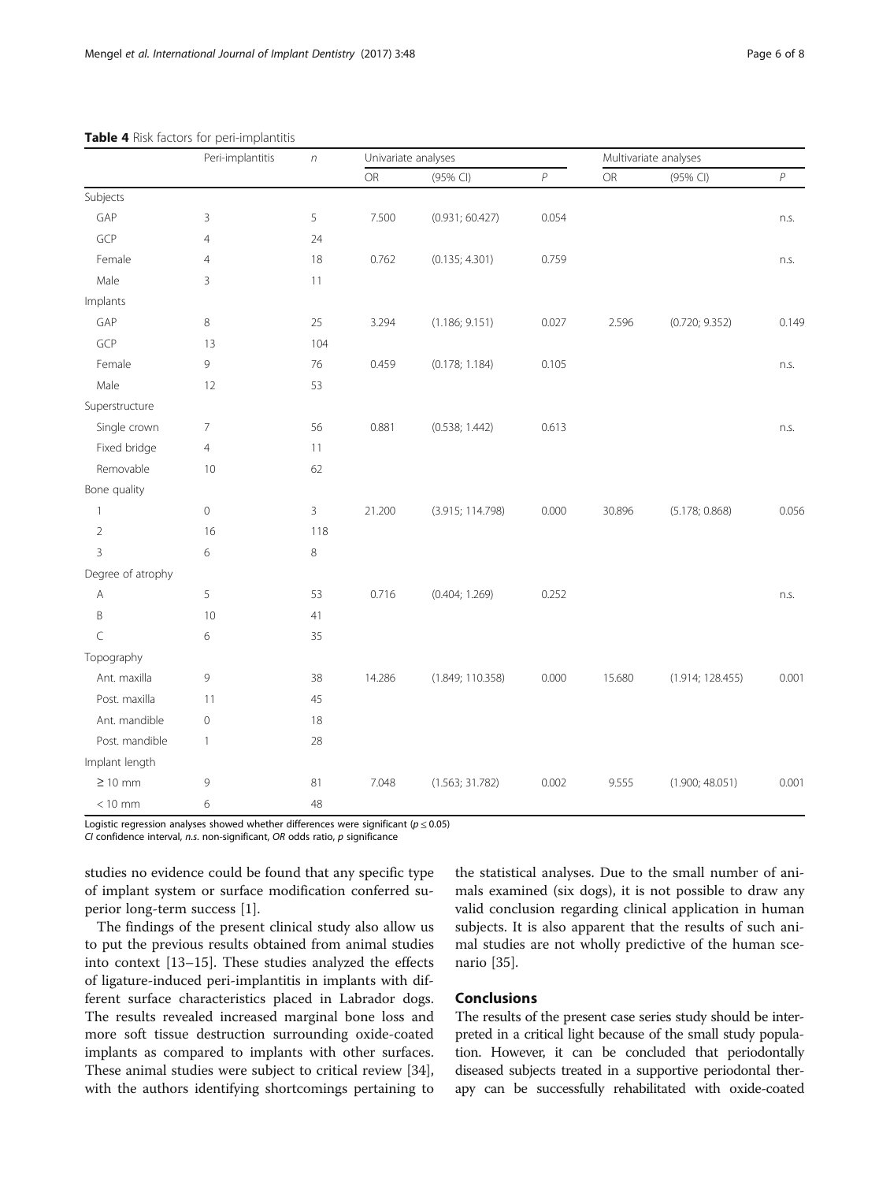**Table 4** Risk factors for peri-implantitis

| | Peri-implantitis | $n$ | Univariate analyses | | | Multivariate analyses | | |
|---|---|---|---|---|---|---|---|---|
| | | | OR | (95% CI) | $P$ | OR | (95% CI) | $P$ |
| Subjects | | | | | | | | |
| GAP | 3 | 5 | 7.500 | (0.931; 60.427) | 0.054 | | | n.s. |
| GCP | 4 | 24 | | | | | | |
| Female | 4 | 18 | 0.762 | (0.135; 4.301) | 0.759 | | | n.s. |
| Male | 3 | 11 | | | | | | |
| Implants | | | | | | | | |
| GAP | 8 | 25 | 3.294 | (1.186; 9.151) | 0.027 | 2.596 | (0.720; 9.352) | 0.149 |
| GCP | 13 | 104 | | | | | | |
| Female | 9 | 76 | 0.459 | (0.178; 1.184) | 0.105 | | | n.s. |
| Male | 12 | 53 | | | | | | |
| Superstructure | | | | | | | | |
| Single crown | 7 | 56 | 0.881 | (0.538; 1.442) | 0.613 | | | n.s. |
| Fixed bridge | 4 | 11 | | | | | | |
| Removable | 10 | 62 | | | | | | |
| Bone quality | | | | | | | | |
| 1 | 0 | 3 | 21.200 | (3.915; 114.798) | 0.000 | 30.896 | (5.178; 0.868) | 0.056 |
| 2 | 16 | 118 | | | | | | |
| 3 | 6 | 8 | | | | | | |
| Degree of atrophy | | | | | | | | |
| A | 5 | 53 | 0.716 | (0.404; 1.269) | 0.252 | | | n.s. |
| B | 10 | 41 | | | | | | |
| C | 6 | 35 | | | | | | |
| Topography | | | | | | | | |
| Ant. maxilla | 9 | 38 | 14.286 | (1.849; 110.358) | 0.000 | 15.680 | (1.914; 128.455) | 0.001 |
| Post. maxilla | 11 | 45 | | | | | | |
| Ant. mandible | 0 | 18 | | | | | | |
| Post. mandible | 1 | 28 | | | | | | |
| Implant length | | | | | | | | |
| ≥ 10 mm | 9 | 81 | 7.048 | (1.563; 31.782) | 0.002 | 9.555 | (1.900; 48.051) | 0.001 |
| < 10 mm | 6 | 48 | | | | | | |

Logistic regression analyses showed whether differences were significant ($p \leq 0.05$)
*CI* confidence interval, *n.s.* non-significant, *OR* odds ratio, *p* significance

studies no evidence could be found that any specific type of implant system or surface modification conferred superior long-term success [1].

The findings of the present clinical study also allow us to put the previous results obtained from animal studies into context [13–15]. These studies analyzed the effects of ligature-induced peri-implantitis in implants with different surface characteristics placed in Labrador dogs. The results revealed increased marginal bone loss and more soft tissue destruction surrounding oxide-coated implants as compared to implants with other surfaces. These animal studies were subject to critical review [34], with the authors identifying shortcomings pertaining to the statistical analyses. Due to the small number of animals examined (six dogs), it is not possible to draw any valid conclusion regarding clinical application in human subjects. It is also apparent that the results of such animal studies are not wholly predictive of the human scenario [35].

## Conclusions

The results of the present case series study should be interpreted in a critical light because of the small study population. However, it can be concluded that periodontally diseased subjects treated in a supportive periodontal therapy can be successfully rehabilitated with oxide-coated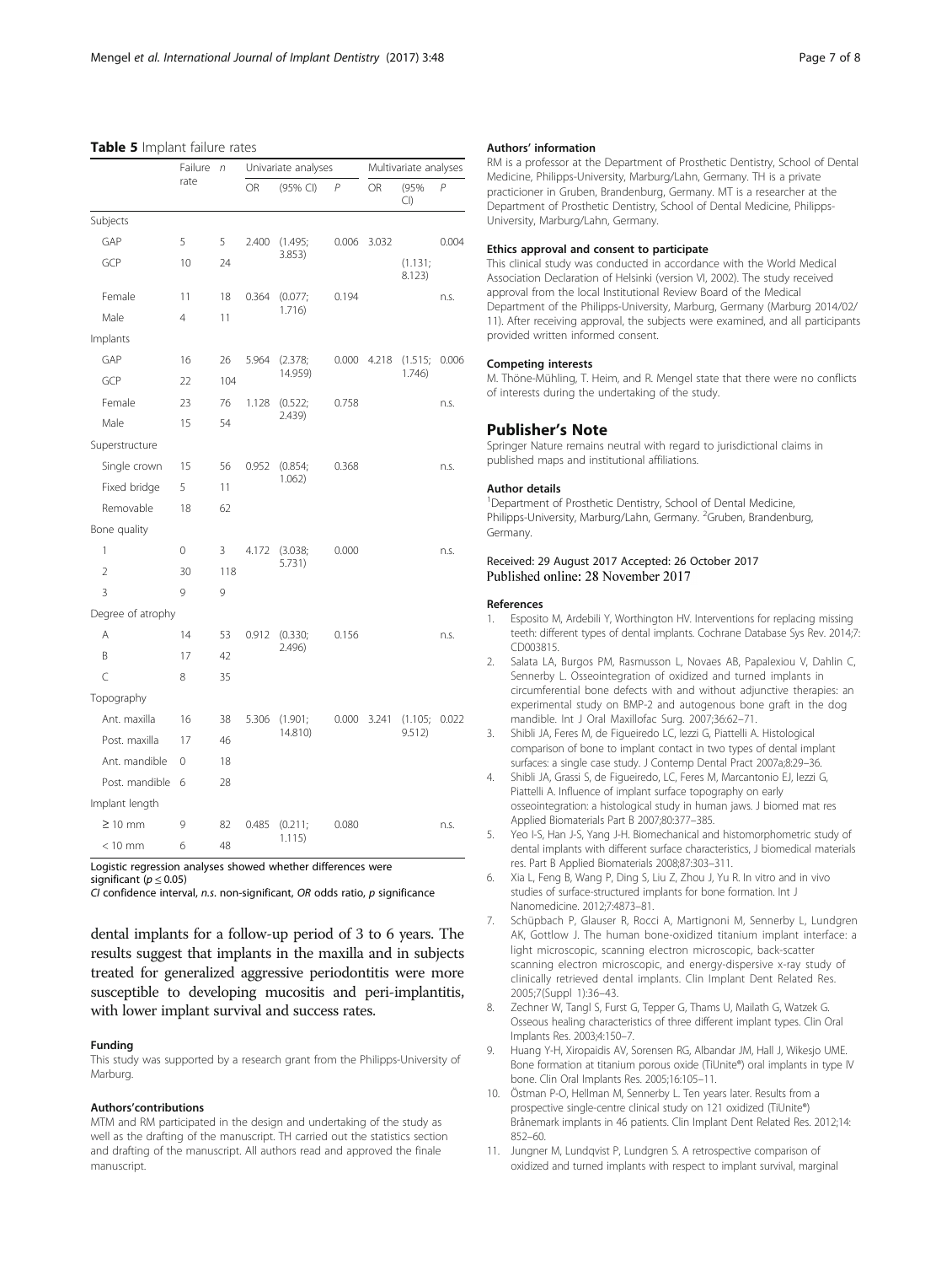**Table 5** Implant failure rates

| | Failure rate | n | Univariate analyses | | | Multivariate analyses | | |
|---|---|---|---|---|---|---|---|---|
| | | | OR | (95% CI) | P | OR | (95% CI) | P |
| Subjects | | | | | | | | |
| GAP | 5 | 5 | 2.400 | (1.495; 3.853) | 0.006 | 3.032 | | 0.004 |
| GCP | 10 | 24 | | | | | (1.131; 8.123) | |
| Female | 11 | 18 | 0.364 | (0.077; 1.716) | 0.194 | | | n.s. |
| Male | 4 | 11 | | | | | | |
| Implants | | | | | | | | |
| GAP | 16 | 26 | 5.964 | (2.378; 14.959) | 0.000 | 4.218 | (1.515; 1.746) | 0.006 |
| GCP | 22 | 104 | | | | | | |
| Female | 23 | 76 | 1.128 | (0.522; 2.439) | 0.758 | | | n.s. |
| Male | 15 | 54 | | | | | | |
| Superstructure | | | | | | | | |
| Single crown | 15 | 56 | 0.952 | (0.854; 1.062) | 0.368 | | | n.s. |
| Fixed bridge | 5 | 11 | | | | | | |
| Removable | 18 | 62 | | | | | | |
| Bone quality | | | | | | | | |
| 1 | 0 | 3 | 4.172 | (3.038; 5.731) | 0.000 | | | n.s. |
| 2 | 30 | 118 | | | | | | |
| 3 | 9 | 9 | | | | | | |
| Degree of atrophy | | | | | | | | |
| A | 14 | 53 | 0.912 | (0.330; 2.496) | 0.156 | | | n.s. |
| B | 17 | 42 | | | | | | |
| C | 8 | 35 | | | | | | |
| Topography | | | | | | | | |
| Ant. maxilla | 16 | 38 | 5.306 | (1.901; 14.810) | 0.000 | 3.241 | (1.105; 9.512) | 0.022 |
| Post. maxilla | 17 | 46 | | | | | | |
| Ant. mandible | 0 | 18 | | | | | | |
| Post. mandible | 6 | 28 | | | | | | |
| Implant length | | | | | | | | |
| ≥ 10 mm | 9 | 82 | 0.485 | (0.211; 1.115) | 0.080 | | | n.s. |
| < 10 mm | 6 | 48 | | | | | | |

Logistic regression analyses showed whether differences were significant ($p \leq 0.05$)
*CI* confidence interval, *n.s.* non-significant, *OR* odds ratio, *p* significance

dental implants for a follow-up period of 3 to 6 years. The results suggest that implants in the maxilla and in subjects treated for generalized aggressive periodontitis were more susceptible to developing mucositis and peri-implantitis, with lower implant survival and success rates.

#### Funding
This study was supported by a research grant from the Philipps-University of Marburg.

#### Authors'contributions
MTM and RM participated in the design and undertaking of the study as well as the drafting of the manuscript. TH carried out the statistics section and drafting of the manuscript. All authors read and approved the finale manuscript.

#### Authors' information
RM is a professor at the Department of Prosthetic Dentistry, School of Dental Medicine, Philipps-University, Marburg/Lahn, Germany. TH is a private practicioner in Gruben, Brandenburg, Germany. MT is a researcher at the Department of Prosthetic Dentistry, School of Dental Medicine, Philipps-University, Marburg/Lahn, Germany.

#### Ethics approval and consent to participate
This clinical study was conducted in accordance with the World Medical Association Declaration of Helsinki (version VI, 2002). The study received approval from the local Institutional Review Board of the Medical Department of the Philipps-University, Marburg, Germany (Marburg 2014/02/11). After receiving approval, the subjects were examined, and all participants provided written informed consent.

#### Competing interests
M. Thöne-Mühling, T. Heim, and R. Mengel state that there were no conflicts of interests during the undertaking of the study.

## Publisher's Note
Springer Nature remains neutral with regard to jurisdictional claims in published maps and institutional affiliations.

#### Author details
[1]Department of Prosthetic Dentistry, School of Dental Medicine, Philipps-University, Marburg/Lahn, Germany. [2]Gruben, Brandenburg, Germany.

Received: 29 August 2017 Accepted: 26 October 2017
Published online: 28 November 2017

#### References
1. Esposito M, Ardebili Y, Worthington HV. Interventions for replacing missing teeth: different types of dental implants. Cochrane Database Sys Rev. 2014;7: CD003815.
2. Salata LA, Burgos PM, Rasmusson L, Novaes AB, Papalexiou V, Dahlin C, Sennerby L. Osseointegration of oxidized and turned implants in circumferential bone defects with and without adjunctive therapies: an experimental study on BMP-2 and autogenous bone graft in the dog mandible. Int J Oral Maxillofac Surg. 2007;36:62–71.
3. Shibli JA, Feres M, de Figueiredo LC, Iezzi G, Piattelli A. Histological comparison of bone to implant contact in two types of dental implant surfaces: a single case study. J Contemp Dental Pract 2007a;8:29–36.
4. Shibli JA, Grassi S, de Figueiredo, LC, Feres M, Marcantonio EJ, Iezzi G, Piattelli A. Influence of implant surface topography on early osseointegration: a histological study in human jaws. J biomed mat res Applied Biomaterials Part B 2007;80:377–385.
5. Yeo I-S, Han J-S, Yang J-H. Biomechanical and histomorphometric study of dental implants with different surface characteristics, J biomedical materials res. Part B Applied Biomaterials 2008;87:303–311.
6. Xia L, Feng B, Wang P, Ding S, Liu Z, Zhou J, Yu R. In vitro and in vivo studies of surface-structured implants for bone formation. Int J Nanomedicine. 2012;7:4873–81.
7. Schüpbach P, Glauser R, Rocci A, Martignoni M, Sennerby L, Lundgren AK, Gottlow J. The human bone-oxidized titanium implant interface: a light microscopic, scanning electron microscopic, back-scatter scanning electron microscopic, and energy-dispersive x-ray study of clinically retrieved dental implants. Clin Implant Dent Related Res. 2005;7(Suppl 1):36–43.
8. Zechner W, Tangl S, Furst G, Tepper G, Thams U, Mailath G, Watzek G. Osseous healing characteristics of three different implant types. Clin Oral Implants Res. 2003;4:150–7.
9. Huang Y-H, Xiropaidis AV, Sorensen RG, Albandar JM, Hall J, Wikesjo UME. Bone formation at titanium porous oxide (TiUnite®) oral implants in type IV bone. Clin Oral Implants Res. 2005;16:105–11.
10. Östman P-O, Hellman M, Sennerby L. Ten years later. Results from a prospective single-centre clinical study on 121 oxidized (TiUnite®) Brånemark implants in 46 patients. Clin Implant Dent Related Res. 2012;14: 852–60.
11. Jungner M, Lundqvist P, Lundgren S. A retrospective comparison of oxidized and turned implants with respect to implant survival, marginal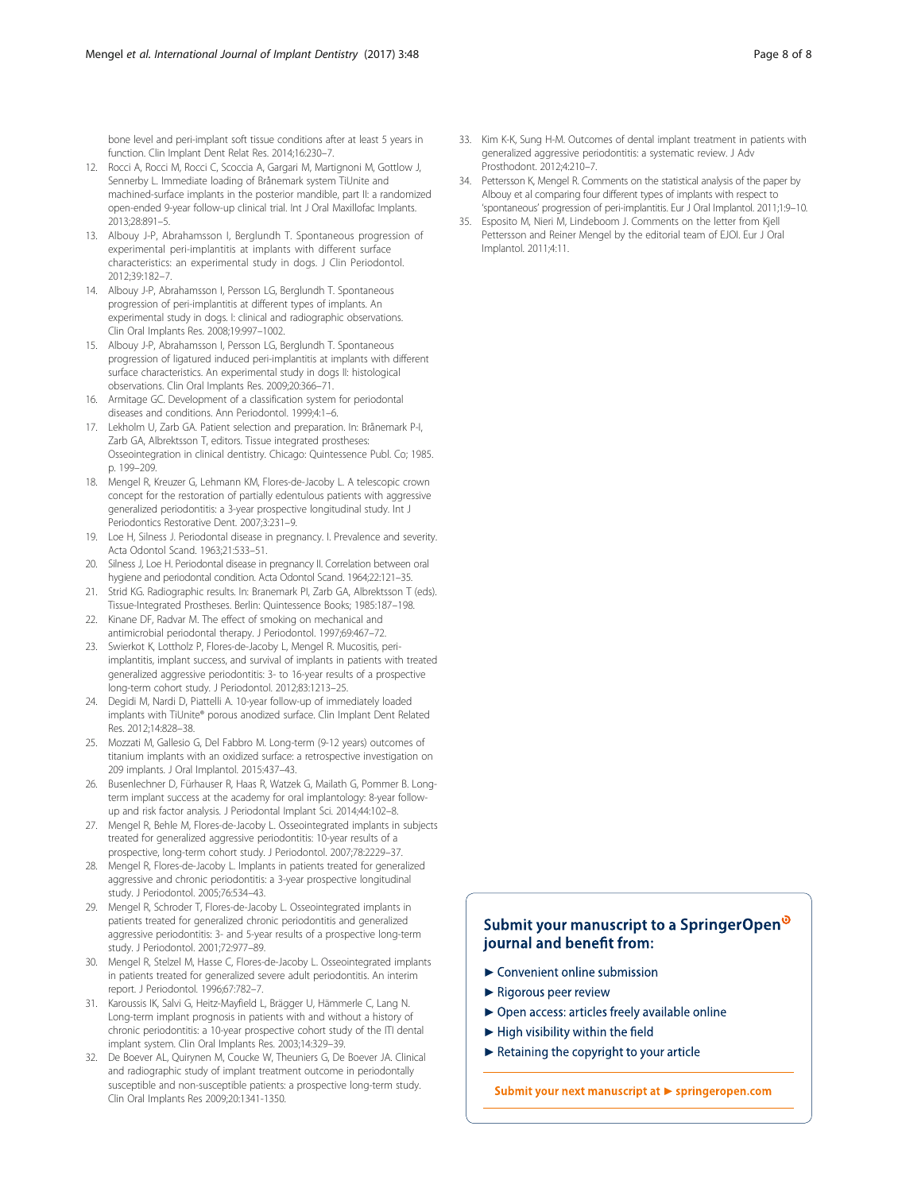bone level and peri-implant soft tissue conditions after at least 5 years in function. Clin Implant Dent Relat Res. 2014;16:230–7.

12. Rocci A, Rocci M, Rocci C, Scoccia A, Gargari M, Martignoni M, Gottlow J, Sennerby L. Immediate loading of Brånemark system TiUnite and machined-surface implants in the posterior mandible, part II: a randomized open-ended 9-year follow-up clinical trial. Int J Oral Maxillofac Implants. 2013;28:891–5.
13. Albouy J-P, Abrahamsson I, Berglundh T. Spontaneous progression of experimental peri-implantitis at implants with different surface characteristics: an experimental study in dogs. J Clin Periodontol. 2012;39:182–7.
14. Albouy J-P, Abrahamsson I, Persson LG, Berglundh T. Spontaneous progression of peri-implantitis at different types of implants. An experimental study in dogs. I: clinical and radiographic observations. Clin Oral Implants Res. 2008;19:997–1002.
15. Albouy J-P, Abrahamsson I, Persson LG, Berglundh T. Spontaneous progression of ligatured induced peri-implantitis at implants with different surface characteristics. An experimental study in dogs II: histological observations. Clin Oral Implants Res. 2009;20:366–71.
16. Armitage GC. Development of a classification system for periodontal diseases and conditions. Ann Periodontol. 1999;4:1–6.
17. Lekholm U, Zarb GA. Patient selection and preparation. In: Brånemark P-I, Zarb GA, Albrektsson T, editors. Tissue integrated prostheses: Osseointegration in clinical dentistry. Chicago: Quintessence Publ. Co; 1985. p. 199–209.
18. Mengel R, Kreuzer G, Lehmann KM, Flores-de-Jacoby L. A telescopic crown concept for the restoration of partially edentulous patients with aggressive generalized periodontitis: a 3-year prospective longitudinal study. Int J Periodontics Restorative Dent. 2007;3:231–9.
19. Loe H, Silness J. Periodontal disease in pregnancy. I. Prevalence and severity. Acta Odontol Scand. 1963;21:533–51.
20. Silness J, Loe H. Periodontal disease in pregnancy II. Correlation between oral hygiene and periodontal condition. Acta Odontol Scand. 1964;22:121–35.
21. Strid KG. Radiographic results. In: Branemark PI, Zarb GA, Albrektsson T (eds). Tissue-Integrated Prostheses. Berlin: Quintessence Books; 1985:187–198.
22. Kinane DF, Radvar M. The effect of smoking on mechanical and antimicrobial periodontal therapy. J Periodontol. 1997;69:467–72.
23. Swierkot K, Lottholz P, Flores-de-Jacoby L, Mengel R. Mucositis, peri-implantitis, implant success, and survival of implants in patients with treated generalized aggressive periodontitis: 3- to 16-year results of a prospective long-term cohort study. J Periodontol. 2012;83:1213–25.
24. Degidi M, Nardi D, Piattelli A. 10-year follow-up of immediately loaded implants with TiUnite® porous anodized surface. Clin Implant Dent Related Res. 2012;14:828–38.
25. Mozzati M, Gallesio G, Del Fabbro M. Long-term (9-12 years) outcomes of titanium implants with an oxidized surface: a retrospective investigation on 209 implants. J Oral Implantol. 2015:437–43.
26. Busenlechner D, Fürhauser R, Haas R, Watzek G, Mailath G, Pommer B. Long-term implant success at the academy for oral implantology: 8-year follow-up and risk factor analysis. J Periodontal Implant Sci. 2014;44:102–8.
27. Mengel R, Behle M, Flores-de-Jacoby L. Osseointegrated implants in subjects treated for generalized aggressive periodontitis: 10-year results of a prospective, long-term cohort study. J Periodontol. 2007;78:2229–37.
28. Mengel R, Flores-de-Jacoby L. Implants in patients treated for generalized aggressive and chronic periodontitis: a 3-year prospective longitudinal study. J Periodontol. 2005;76:534–43.
29. Mengel R, Schroder T, Flores-de-Jacoby L. Osseointegrated implants in patients treated for generalized chronic periodontitis and generalized aggressive periodontitis: 3- and 5-year results of a prospective long-term study. J Periodontol. 2001;72:977–89.
30. Mengel R, Stelzel M, Hasse C, Flores-de-Jacoby L. Osseointegrated implants in patients treated for generalized severe adult periodontitis. An interim report. J Periodontol. 1996;67:782–7.
31. Karoussis IK, Salvi G, Heitz-Mayfield L, Brägger U, Hämmerle C, Lang N. Long-term implant prognosis in patients with and without a history of chronic periodontitis: a 10-year prospective cohort study of the ITI dental implant system. Clin Oral Implants Res. 2003;14:329–39.
32. De Boever AL, Quirynen M, Coucke W, Theuniers G, De Boever JA. Clinical and radiographic study of implant treatment outcome in periodontally susceptible and non-susceptible patients: a prospective long-term study. Clin Oral Implants Res 2009;20:1341-1350.
33. Kim K-K, Sung H-M. Outcomes of dental implant treatment in patients with generalized aggressive periodontitis: a systematic review. J Adv Prosthodont. 2012;4:210–7.
34. Pettersson K, Mengel R. Comments on the statistical analysis of the paper by Albouy et al comparing four different types of implants with respect to 'spontaneous' progression of peri-implantitis. Eur J Oral Implantol. 2011;1:9–10.
35. Esposito M, Nieri M, Lindeboom J. Comments on the letter from Kjell Pettersson and Reiner Mengel by the editorial team of EJOI. Eur J Oral Implantol. 2011;4:11.

**Submit your manuscript to a SpringerOpen journal and benefit from:**

- ► Convenient online submission
- ► Rigorous peer review
- ► Open access: articles freely available online
- ► High visibility within the field
- ► Retaining the copyright to your article

**Submit your next manuscript at ► springeropen.com**